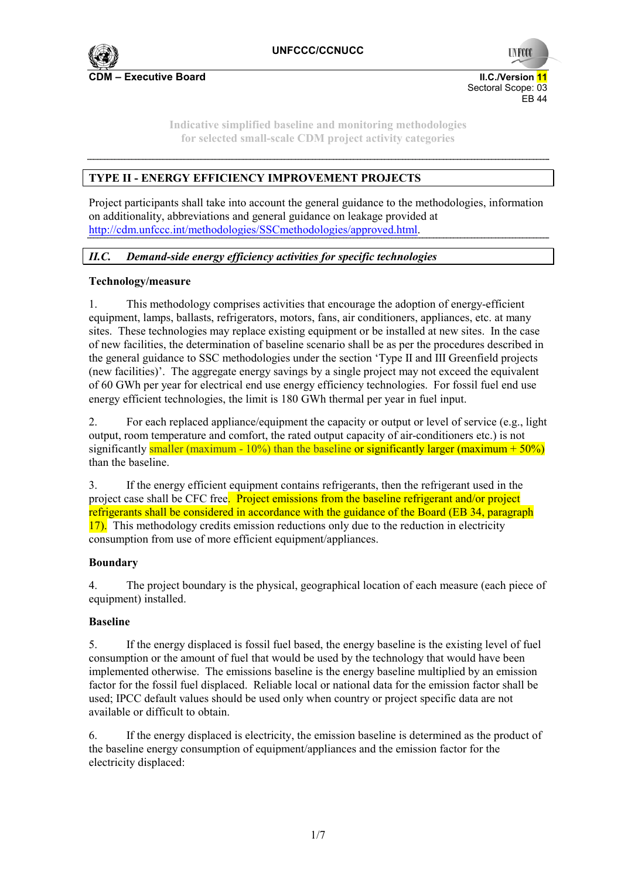CDM – Executive Board

II.C./Version 11
Sectoral Scope: 03
EB 44

Indicative simplified baseline and monitoring methodologies
for selected small-scale CDM project activity categories

## TYPE II - ENERGY EFFICIENCY IMPROVEMENT PROJECTS

Project participants shall take into account the general guidance to the methodologies, information on additionality, abbreviations and general guidance on leakage provided at http://cdm.unfccc.int/methodologies/SSCmethodologies/approved.html.

### *II.C. Demand-side energy efficiency activities for specific technologies*

**Technology/measure**

1. This methodology comprises activities that encourage the adoption of energy-efficient equipment, lamps, ballasts, refrigerators, motors, fans, air conditioners, appliances, etc. at many sites. These technologies may replace existing equipment or be installed at new sites. In the case of new facilities, the determination of baseline scenario shall be as per the procedures described in the general guidance to SSC methodologies under the section 'Type II and III Greenfield projects (new facilities)'. The aggregate energy savings by a single project may not exceed the equivalent of 60 GWh per year for electrical end use energy efficiency technologies. For fossil fuel end use energy efficient technologies, the limit is 180 GWh thermal per year in fuel input.

2. For each replaced appliance/equipment the capacity or output or level of service (e.g., light output, room temperature and comfort, the rated output capacity of air-conditioners etc.) is not significantly smaller (maximum - 10%) than the baseline or significantly larger (maximum + 50%) than the baseline.

3. If the energy efficient equipment contains refrigerants, then the refrigerant used in the project case shall be CFC free. Project emissions from the baseline refrigerant and/or project refrigerants shall be considered in accordance with the guidance of the Board (EB 34, paragraph 17). This methodology credits emission reductions only due to the reduction in electricity consumption from use of more efficient equipment/appliances.

**Boundary**

4. The project boundary is the physical, geographical location of each measure (each piece of equipment) installed.

**Baseline**

5. If the energy displaced is fossil fuel based, the energy baseline is the existing level of fuel consumption or the amount of fuel that would be used by the technology that would have been implemented otherwise. The emissions baseline is the energy baseline multiplied by an emission factor for the fossil fuel displaced. Reliable local or national data for the emission factor shall be used; IPCC default values should be used only when country or project specific data are not available or difficult to obtain.

6. If the energy displaced is electricity, the emission baseline is determined as the product of the baseline energy consumption of equipment/appliances and the emission factor for the electricity displaced: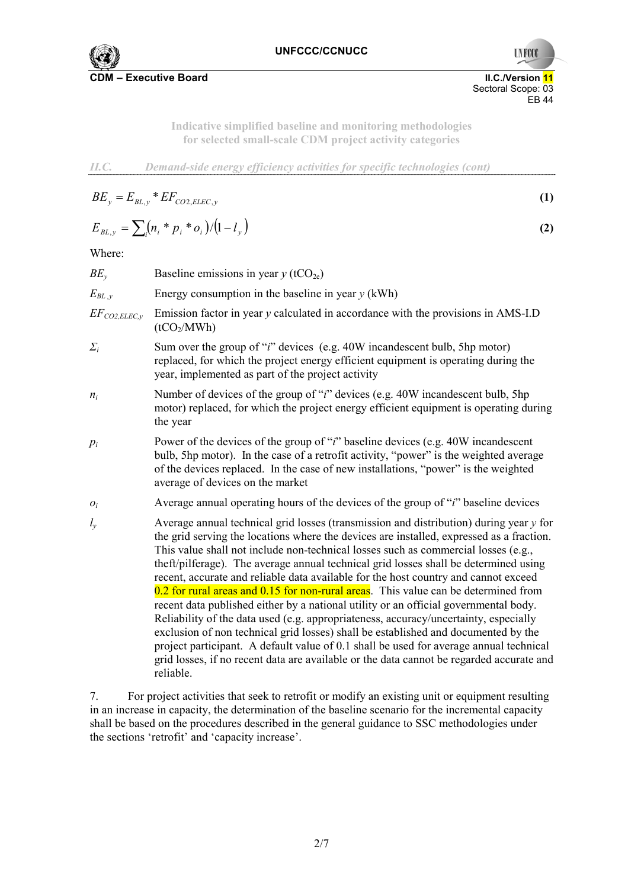*II.C. Demand-side energy efficiency activities for specific technologies (cont)*

$$BE_y = E_{BL,y} * EF_{CO2,ELEC,y} \quad \textbf{(1)}$$

$$E_{BL,y} = \sum_i (n_i * p_i * o_i)/(1 - l_y) \quad \textbf{(2)}$$

Where:

| | |
|---|---|
| $BE_y$ | Baseline emissions in year $y$ ($tCO_{2e}$) |
| $E_{BL,y}$ | Energy consumption in the baseline in year $y$ (kWh) |
| $EF_{CO2,ELEC,y}$ | Emission factor in year $y$ calculated in accordance with the provisions in AMS-I.D ($tCO_2$/MWh) |
| $\Sigma_i$ | Sum over the group of "$i$" devices (e.g. 40W incandescent bulb, 5hp motor) replaced, for which the project energy efficient equipment is operating during the year, implemented as part of the project activity |
| $n_i$ | Number of devices of the group of "$i$" devices (e.g. 40W incandescent bulb, 5hp motor) replaced, for which the project energy efficient equipment is operating during the year |
| $p_i$ | Power of the devices of the group of "$i$" baseline devices (e.g. 40W incandescent bulb, 5hp motor). In the case of a retrofit activity, "power" is the weighted average of the devices replaced. In the case of new installations, "power" is the weighted average of devices on the market |
| $o_i$ | Average annual operating hours of the devices of the group of "$i$" baseline devices |
| $l_y$ | Average annual technical grid losses (transmission and distribution) during year $y$ for the grid serving the locations where the devices are installed, expressed as a fraction. This value shall not include non-technical losses such as commercial losses (e.g., theft/pilferage). The average annual technical grid losses shall be determined using recent, accurate and reliable data available for the host country and cannot exceed 0.2 for rural areas and 0.15 for non-rural areas. This value can be determined from recent data published either by a national utility or an official governmental body. Reliability of the data used (e.g. appropriateness, accuracy/uncertainty, especially exclusion of non technical grid losses) shall be established and documented by the project participant. A default value of 0.1 shall be used for average annual technical grid losses, if no recent data are available or the data cannot be regarded accurate and reliable. |

7. For project activities that seek to retrofit or modify an existing unit or equipment resulting in an increase in capacity, the determination of the baseline scenario for the incremental capacity shall be based on the procedures described in the general guidance to SSC methodologies under the sections 'retrofit' and 'capacity increase'.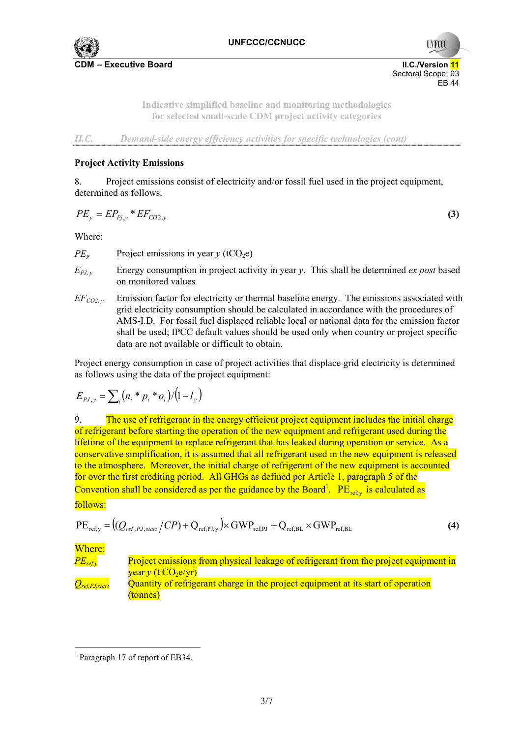*II.C. Demand-side energy efficiency activities for specific technologies (cont)*

**Project Activity Emissions**

8. Project emissions consist of electricity and/or fossil fuel used in the project equipment, determined as follows.

$$PE_y = EP_{Pj,y} * EF_{CO2,y} \tag{3}$$

Where:

$PE_y$ Project emissions in year $y$ ($tCO_2e$)

$E_{PJ,y}$ Energy consumption in project activity in year $y$. This shall be determined *ex post* based on monitored values

$EF_{CO2,y}$ Emission factor for electricity or thermal baseline energy. The emissions associated with grid electricity consumption should be calculated in accordance with the procedures of AMS-I.D. For fossil fuel displaced reliable local or national data for the emission factor shall be used; IPCC default values should be used only when country or project specific data are not available or difficult to obtain.

Project energy consumption in case of project activities that displace grid electricity is determined as follows using the data of the project equipment:

$$E_{PJ,y} = \sum_i (n_i * p_i * o_i)/(1 - l_y)$$

9. The use of refrigerant in the energy efficient project equipment includes the initial charge of refrigerant before starting the operation of the new equipment and refrigerant used during the lifetime of the equipment to replace refrigerant that has leaked during operation or service. As a conservative simplification, it is assumed that all refrigerant used in the new equipment is released to the atmosphere. Moreover, the initial charge of refrigerant of the new equipment is accounted for over the first crediting period. All GHGs as defined per Article 1, paragraph 5 of the Convention shall be considered as per the guidance by the Board[1]. $PE_{ref,y}$ is calculated as follows:

$$PE_{ref,y} = \left((Q_{ref,PJ,start}/CP) + Q_{ref,PJ,y}\right) \times GWP_{ref,PJ} + Q_{ref,BL} \times GWP_{ref,BL} \tag{4}$$

Where:

$PE_{ref,y}$ Project emissions from physical leakage of refrigerant from the project equipment in year $y$ ($t\ CO_2e/yr$)

$Q_{ref,PJ,start}$ Quantity of refrigerant charge in the project equipment at its start of operation (tonnes)

---

[1] Paragraph 17 of report of EB34.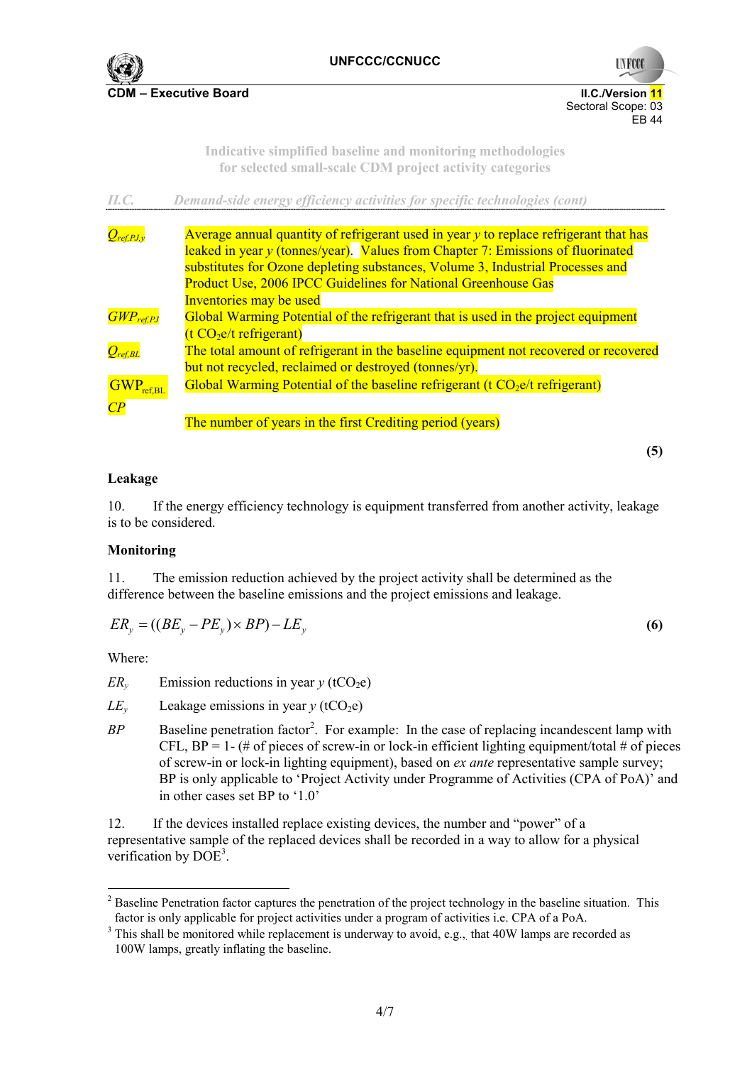Indicative simplified baseline and monitoring methodologies for selected small-scale CDM project activity categories

*II.C. Demand-side energy efficiency activities for specific technologies (cont)*

$Q_{ref,PJ,y}$ Average annual quantity of refrigerant used in year $y$ to replace refrigerant that has leaked in year $y$ (tonnes/year). Values from Chapter 7: Emissions of fluorinated substitutes for Ozone depleting substances, Volume 3, Industrial Processes and Product Use, 2006 IPCC Guidelines for National Greenhouse Gas Inventories may be used

$GWP_{ref,PJ}$ Global Warming Potential of the refrigerant that is used in the project equipment (t $CO_2$e/t refrigerant)

$Q_{ref,BL}$ The total amount of refrigerant in the baseline equipment not recovered or recovered but not recycled, reclaimed or destroyed (tonnes/yr).

$GWP_{ref,BL}$ Global Warming Potential of the baseline refrigerant (t $CO_2$e/t refrigerant)

$CP$ The number of years in the first Crediting period (years)

**(5)**

**Leakage**

10. If the energy efficiency technology is equipment transferred from another activity, leakage is to be considered.

**Monitoring**

11. The emission reduction achieved by the project activity shall be determined as the difference between the baseline emissions and the project emissions and leakage.

$$ER_y = ((BE_y - PE_y) \times BP) - LE_y \quad \textbf{(6)}$$

Where:

$ER_y$ Emission reductions in year $y$ (t$CO_2$e)

$LE_y$ Leakage emissions in year $y$ (t$CO_2$e)

$BP$ Baseline penetration factor[2]. For example: In the case of replacing incandescent lamp with CFL, BP = 1- (# of pieces of screw-in or lock-in efficient lighting equipment/total # of pieces of screw-in or lock-in lighting equipment), based on *ex ante* representative sample survey; BP is only applicable to 'Project Activity under Programme of Activities (CPA of PoA)' and in other cases set BP to '1.0'

12. If the devices installed replace existing devices, the number and "power" of a representative sample of the replaced devices shall be recorded in a way to allow for a physical verification by DOE[3].

---

[2] Baseline Penetration factor captures the penetration of the project technology in the baseline situation. This factor is only applicable for project activities under a program of activities i.e. CPA of a PoA.

[3] This shall be monitored while replacement is underway to avoid, e.g., that 40W lamps are recorded as 100W lamps, greatly inflating the baseline.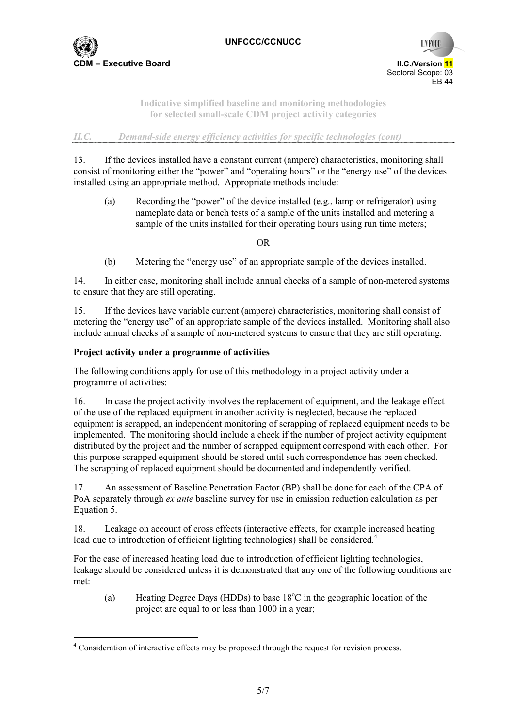### II.C. Demand-side energy efficiency activities for specific technologies (cont)

13. If the devices installed have a constant current (ampere) characteristics, monitoring shall consist of monitoring either the "power" and "operating hours" or the "energy use" of the devices installed using an appropriate method. Appropriate methods include:

   (a) Recording the "power" of the device installed (e.g., lamp or refrigerator) using nameplate data or bench tests of a sample of the units installed and metering a sample of the units installed for their operating hours using run time meters;

   OR

   (b) Metering the "energy use" of an appropriate sample of the devices installed.

14. In either case, monitoring shall include annual checks of a sample of non-metered systems to ensure that they are still operating.

15. If the devices have variable current (ampere) characteristics, monitoring shall consist of metering the "energy use" of an appropriate sample of the devices installed. Monitoring shall also include annual checks of a sample of non-metered systems to ensure that they are still operating.

**Project activity under a programme of activities**

The following conditions apply for use of this methodology in a project activity under a programme of activities:

16. In case the project activity involves the replacement of equipment, and the leakage effect of the use of the replaced equipment in another activity is neglected, because the replaced equipment is scrapped, an independent monitoring of scrapping of replaced equipment needs to be implemented. The monitoring should include a check if the number of project activity equipment distributed by the project and the number of scrapped equipment correspond with each other. For this purpose scrapped equipment should be stored until such correspondence has been checked. The scrapping of replaced equipment should be documented and independently verified.

17. An assessment of Baseline Penetration Factor (BP) shall be done for each of the CPA of PoA separately through *ex ante* baseline survey for use in emission reduction calculation as per Equation 5.

18. Leakage on account of cross effects (interactive effects, for example increased heating load due to introduction of efficient lighting technologies) shall be considered.[4]

For the case of increased heating load due to introduction of efficient lighting technologies, leakage should be considered unless it is demonstrated that any one of the following conditions are met:

   (a) Heating Degree Days (HDDs) to base 18°C in the geographic location of the project are equal to or less than 1000 in a year;

[4] Consideration of interactive effects may be proposed through the request for revision process.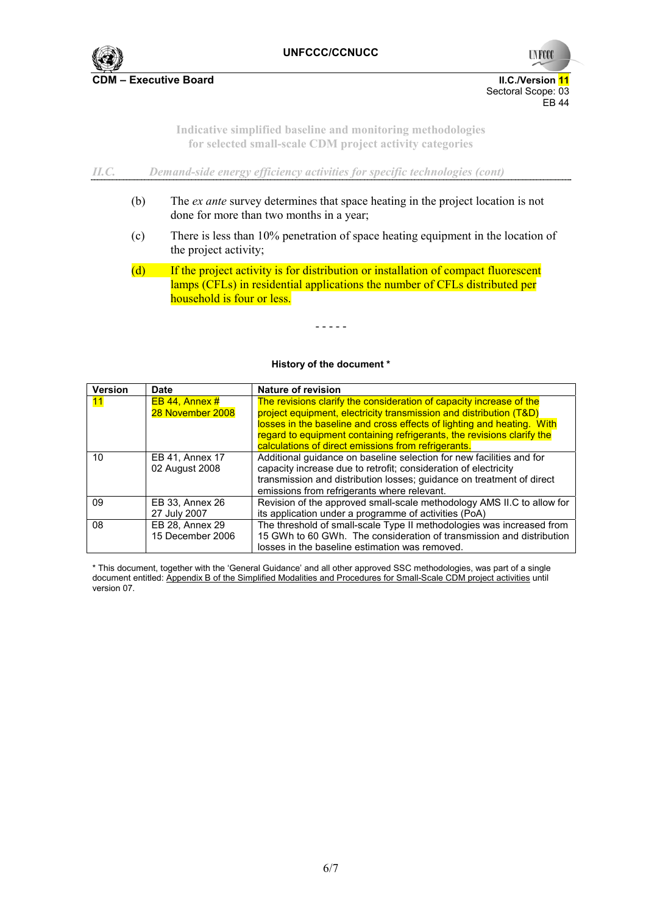*II.C. Demand-side energy efficiency activities for specific technologies (cont)*

(b) The *ex ante* survey determines that space heating in the project location is not done for more than two months in a year;

(c) There is less than 10% penetration of space heating equipment in the location of the project activity;

(d) If the project activity is for distribution or installation of compact fluorescent lamps (CFLs) in residential applications the number of CFLs distributed per household is four or less.

- - - - -

**History of the document \***

| Version | Date | Nature of revision |
|---|---|---|
| 11 | EB 44, Annex #<br>28 November 2008 | The revisions clarify the consideration of capacity increase of the project equipment, electricity transmission and distribution (T&D) losses in the baseline and cross effects of lighting and heating. With regard to equipment containing refrigerants, the revisions clarify the calculations of direct emissions from refrigerants. |
| 10 | EB 41, Annex 17<br>02 August 2008 | Additional guidance on baseline selection for new facilities and for capacity increase due to retrofit; consideration of electricity transmission and distribution losses; guidance on treatment of direct emissions from refrigerants where relevant. |
| 09 | EB 33, Annex 26<br>27 July 2007 | Revision of the approved small-scale methodology AMS II.C to allow for its application under a programme of activities (PoA) |
| 08 | EB 28, Annex 29<br>15 December 2006 | The threshold of small-scale Type II methodologies was increased from 15 GWh to 60 GWh. The consideration of transmission and distribution losses in the baseline estimation was removed. |

\* This document, together with the 'General Guidance' and all other approved SSC methodologies, was part of a single document entitled: Appendix B of the Simplified Modalities and Procedures for Small-Scale CDM project activities until version 07.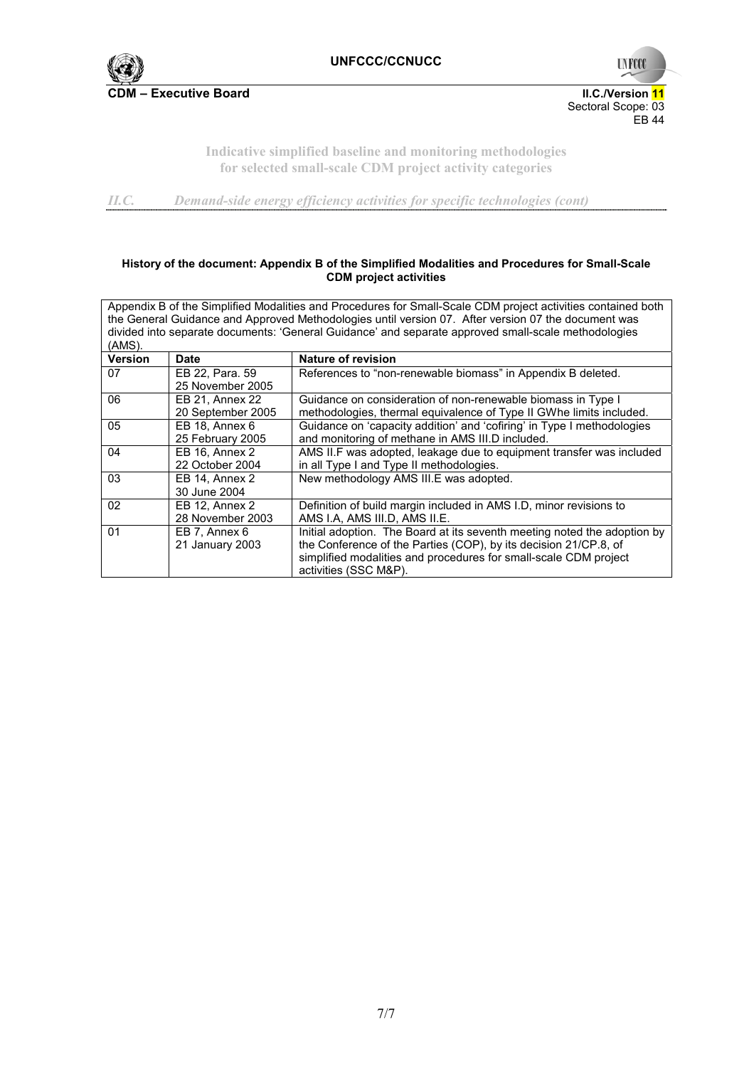**Indicative simplified baseline and monitoring methodologies for selected small-scale CDM project activity categories**

*II.C. Demand-side energy efficiency activities for specific technologies (cont)*

**History of the document: Appendix B of the Simplified Modalities and Procedures for Small-Scale CDM project activities**

| Appendix B of the Simplified Modalities and Procedures for Small-Scale CDM project activities contained both the General Guidance and Approved Methodologies until version 07. After version 07 the document was divided into separate documents: 'General Guidance' and separate approved small-scale methodologies (AMS). | | |
|---|---|---|
| **Version** | **Date** | **Nature of revision** |
| 07 | EB 22, Para. 59<br>25 November 2005 | References to "non-renewable biomass" in Appendix B deleted. |
| 06 | EB 21, Annex 22<br>20 September 2005 | Guidance on consideration of non-renewable biomass in Type I methodologies, thermal equivalence of Type II GWhe limits included. |
| 05 | EB 18, Annex 6<br>25 February 2005 | Guidance on 'capacity addition' and 'cofiring' in Type I methodologies and monitoring of methane in AMS III.D included. |
| 04 | EB 16, Annex 2<br>22 October 2004 | AMS II.F was adopted, leakage due to equipment transfer was included in all Type I and Type II methodologies. |
| 03 | EB 14, Annex 2<br>30 June 2004 | New methodology AMS III.E was adopted. |
| 02 | EB 12, Annex 2<br>28 November 2003 | Definition of build margin included in AMS I.D, minor revisions to AMS I.A, AMS III.D, AMS II.E. |
| 01 | EB 7, Annex 6<br>21 January 2003 | Initial adoption. The Board at its seventh meeting noted the adoption by the Conference of the Parties (COP), by its decision 21/CP.8, of simplified modalities and procedures for small-scale CDM project activities (SSC M&P). |